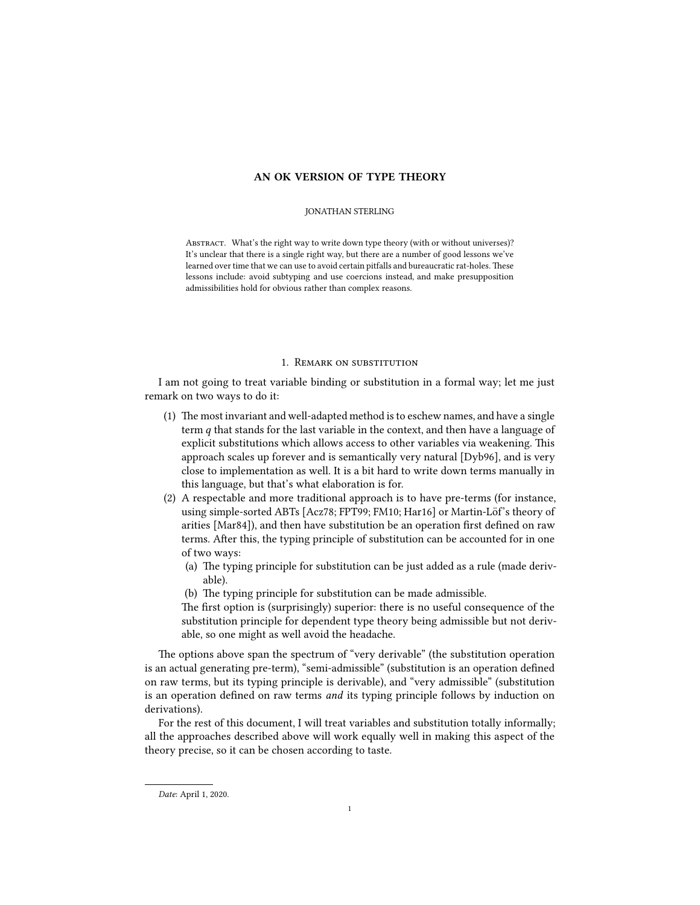# AN OK VERSION OF TYPE THEORY

JONATHAN STERLING

Abstract. What's the right way to write down type theory (with or without universes)? It's unclear that there is a single right way, but there are a number of good lessons we've learned over time that we can use to avoid certain pitfalls and bureaucratic rat-holes. These lessons include: avoid subtyping and use coercions instead, and make presupposition admissibilities hold for obvious rather than complex reasons.

## 1. Remark on substitution

I am not going to treat variable binding or substitution in a formal way; let me just remark on two ways to do it:

1. The most invariant and well-adapted method is to eschew names, and have a single term $q$ that stands for the last variable in the context, and then have a language of explicit substitutions which allows access to other variables via weakening. This approach scales up forever and is semantically very natural [Dyb96], and is very close to implementation as well. It is a bit hard to write down terms manually in this language, but that's what elaboration is for.
2. A respectable and more traditional approach is to have pre-terms (for instance, using simple-sorted ABTs [Acz78; FPT99; FM10; Har16] or Martin-Löf's theory of arities [Mar84]), and then have substitution be an operation first defined on raw terms. After this, the typing principle of substitution can be accounted for in one of two ways:
   (a) The typing principle for substitution can be just added as a rule (made derivable).
   (b) The typing principle for substitution can be made admissible.

   The first option is (surprisingly) superior: there is no useful consequence of the substitution principle for dependent type theory being admissible but not derivable, so one might as well avoid the headache.

The options above span the spectrum of "very derivable" (the substitution operation is an actual generating pre-term), "semi-admissible" (substitution is an operation defined on raw terms, but its typing principle is derivable), and "very admissible" (substitution is an operation defined on raw terms *and* its typing principle follows by induction on derivations).

For the rest of this document, I will treat variables and substitution totally informally; all the approaches described above will work equally well in making this aspect of the theory precise, so it can be chosen according to taste.

*Date*: April 1, 2020.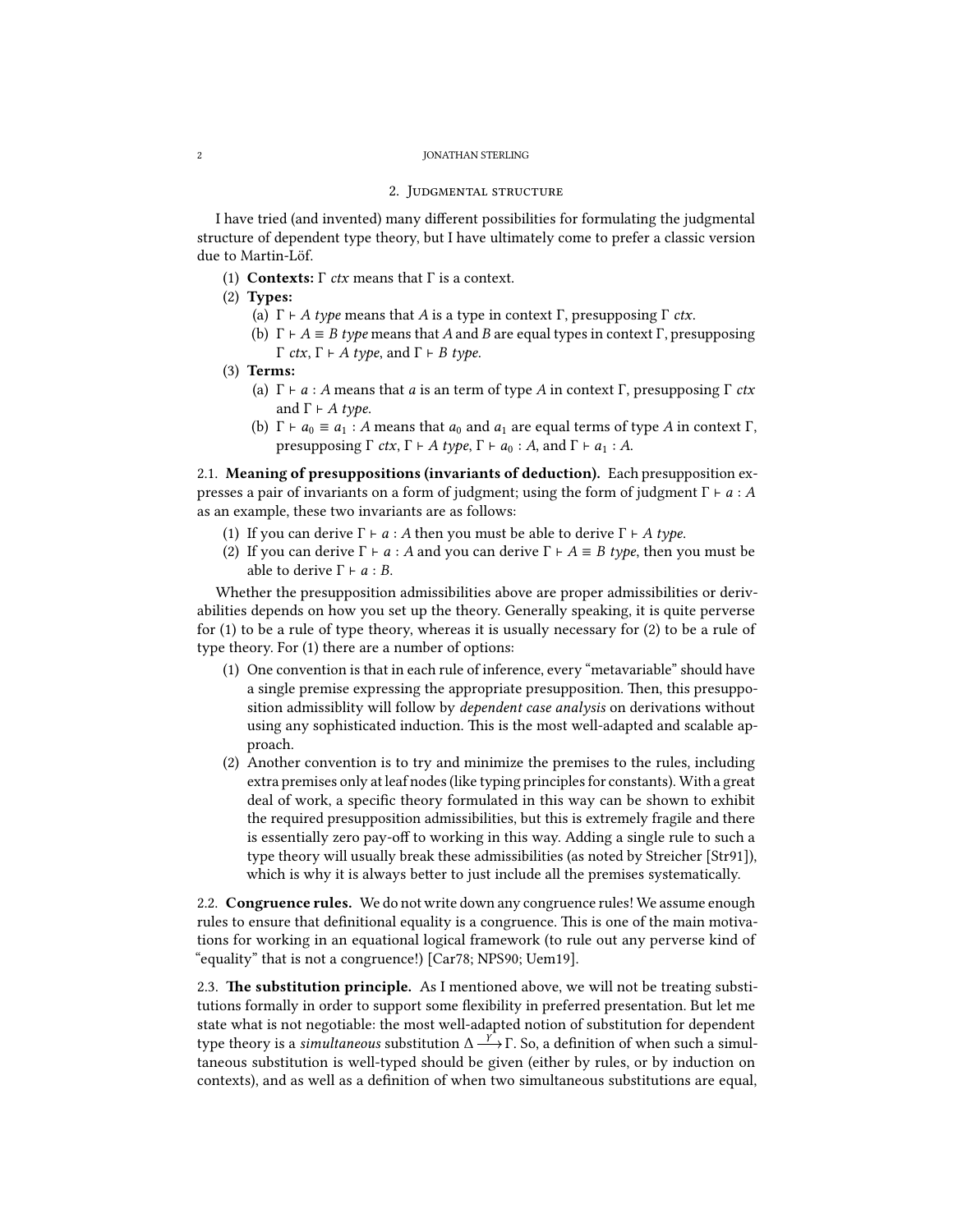## 2. Judgmental structure

I have tried (and invented) many different possibilities for formulating the judgmental structure of dependent type theory, but I have ultimately come to prefer a classic version due to Martin-Löf.

1. **Contexts:** $\Gamma$ *ctx* means that $\Gamma$ is a context.
2. **Types:**
   (a) $\Gamma \vdash A$ *type* means that $A$ is a type in context $\Gamma$, presupposing $\Gamma$ *ctx*.
   (b) $\Gamma \vdash A \equiv B$ *type* means that $A$ and $B$ are equal types in context $\Gamma$, presupposing $\Gamma$ *ctx*, $\Gamma \vdash A$ *type*, and $\Gamma \vdash B$ *type*.
3. **Terms:**
   (a) $\Gamma \vdash a : A$ means that $a$ is an term of type $A$ in context $\Gamma$, presupposing $\Gamma$ *ctx* and $\Gamma \vdash A$ *type*.
   (b) $\Gamma \vdash a_0 \equiv a_1 : A$ means that $a_0$ and $a_1$ are equal terms of type $A$ in context $\Gamma$, presupposing $\Gamma$ *ctx*, $\Gamma \vdash A$ *type*, $\Gamma \vdash a_0 : A$, and $\Gamma \vdash a_1 : A$.

### 2.1. Meaning of presuppositions (invariants of deduction).

Each presupposition expresses a pair of invariants on a form of judgment; using the form of judgment $\Gamma \vdash a : A$ as an example, these two invariants are as follows:

1. If you can derive $\Gamma \vdash a : A$ then you must be able to derive $\Gamma \vdash A$ *type*.
2. If you can derive $\Gamma \vdash a : A$ and you can derive $\Gamma \vdash A \equiv B$ *type*, then you must be able to derive $\Gamma \vdash a : B$.

Whether the presupposition admissibilities above are proper admissibilities or derivabilities depends on how you set up the theory. Generally speaking, it is quite perverse for (1) to be a rule of type theory, whereas it is usually necessary for (2) to be a rule of type theory. For (1) there are a number of options:

1. One convention is that in each rule of inference, every "metavariable" should have a single premise expressing the appropriate presupposition. Then, this presupposition admissiblity will follow by *dependent case analysis* on derivations without using any sophisticated induction. This is the most well-adapted and scalable approach.
2. Another convention is to try and minimize the premises to the rules, including extra premises only at leaf nodes (like typing principles for constants). With a great deal of work, a specific theory formulated in this way can be shown to exhibit the required presupposition admissibilities, but this is extremely fragile and there is essentially zero pay-off to working in this way. Adding a single rule to such a type theory will usually break these admissibilities (as noted by Streicher [Str91]), which is why it is always better to just include all the premises systematically.

### 2.2. Congruence rules.

We do not write down any congruence rules! We assume enough rules to ensure that definitional equality is a congruence. This is one of the main motivations for working in an equational logical framework (to rule out any perverse kind of "equality" that is not a congruence!) [Car78; NPS90; Uem19].

### 2.3. The substitution principle.

As I mentioned above, we will not be treating substitutions formally in order to support some flexibility in preferred presentation. But let me state what is not negotiable: the most well-adapted notion of substitution for dependent type theory is a *simultaneous* substitution $\Delta \xrightarrow{\gamma} \Gamma$. So, a definition of when such a simultaneous substitution is well-typed should be given (either by rules, or by induction on contexts), and as well as a definition of when two simultaneous substitutions are equal,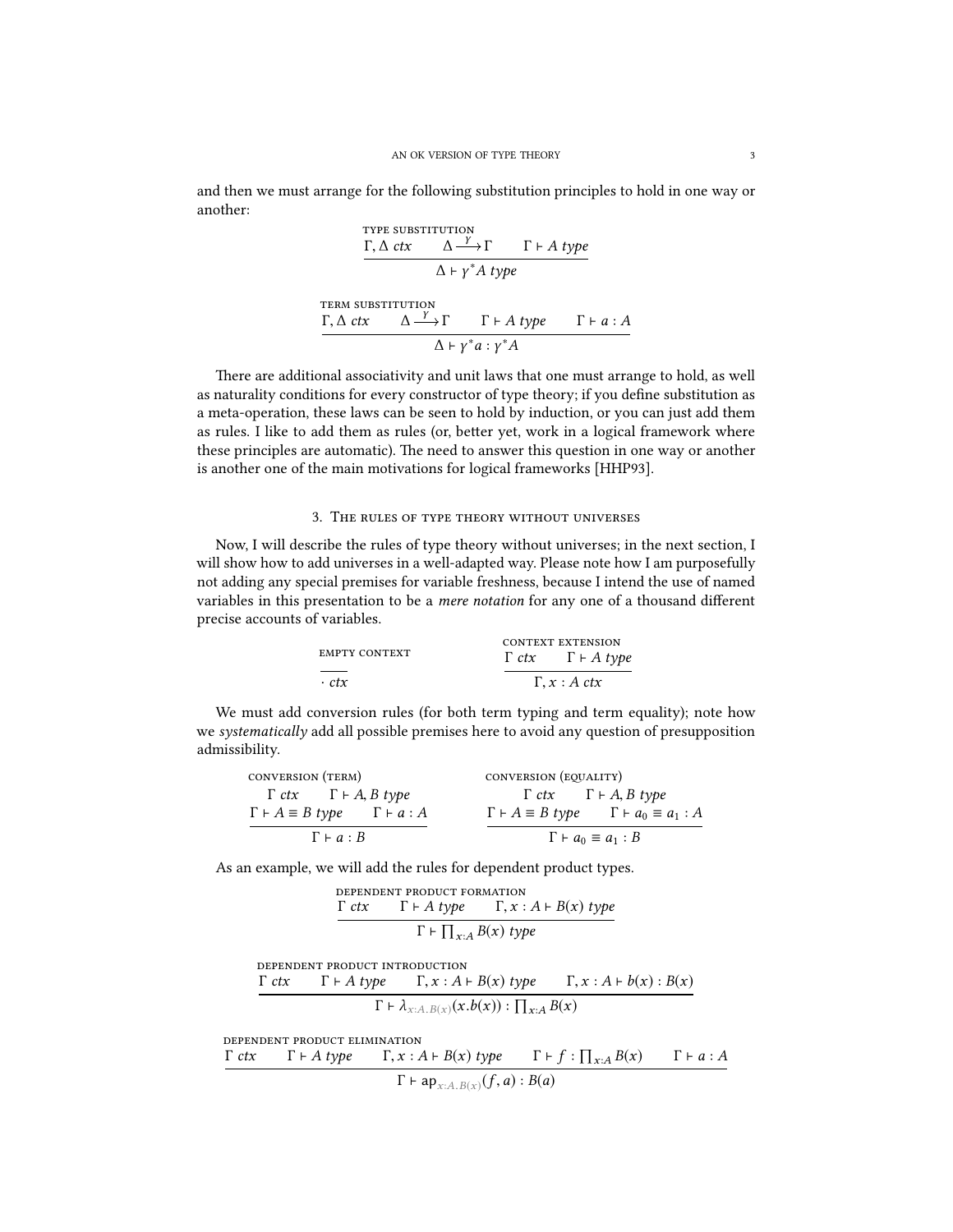and then we must arrange for the following substitution principles to hold in one way or another:

$$\frac{\Gamma, \Delta\ \mathit{ctx} \qquad \Delta \xrightarrow{\gamma} \Gamma \qquad \Gamma \vdash A\ \mathit{type}}{\Delta \vdash \gamma^* A\ \mathit{type}}\ \textsc{type substitution}$$

$$\frac{\Gamma, \Delta\ \mathit{ctx} \qquad \Delta \xrightarrow{\gamma} \Gamma \qquad \Gamma \vdash A\ \mathit{type} \qquad \Gamma \vdash a : A}{\Delta \vdash \gamma^* a : \gamma^* A}\ \textsc{term substitution}$$

There are additional associativity and unit laws that one must arrange to hold, as well as naturality conditions for every constructor of type theory; if you define substitution as a meta-operation, these laws can be seen to hold by induction, or you can just add them as rules. I like to add them as rules (or, better yet, work in a logical framework where these principles are automatic). The need to answer this question in one way or another is another one of the main motivations for logical frameworks [HHP93].

## 3. The rules of type theory without universes

Now, I will describe the rules of type theory without universes; in the next section, I will show how to add universes in a well-adapted way. Please note how I am purposefully not adding any special premises for variable freshness, because I intend the use of named variables in this presentation to be a *mere notation* for any one of a thousand different precise accounts of variables.

$$\frac{}{\cdot\ \mathit{ctx}}\ \textsc{empty context} \qquad \frac{\Gamma\ \mathit{ctx} \qquad \Gamma \vdash A\ \mathit{type}}{\Gamma, x : A\ \mathit{ctx}}\ \textsc{context extension}$$

We must add conversion rules (for both term typing and term equality); note how we *systematically* add all possible premises here to avoid any question of presupposition admissibility.

$$\frac{\Gamma\ \mathit{ctx} \qquad \Gamma \vdash A, B\ \mathit{type} \qquad \Gamma \vdash A \equiv B\ \mathit{type} \qquad \Gamma \vdash a : A}{\Gamma \vdash a : B}\ \textsc{conversion (term)}$$

$$\frac{\Gamma\ \mathit{ctx} \qquad \Gamma \vdash A, B\ \mathit{type} \qquad \Gamma \vdash A \equiv B\ \mathit{type} \qquad \Gamma \vdash a_0 \equiv a_1 : A}{\Gamma \vdash a_0 \equiv a_1 : B}\ \textsc{conversion (equality)}$$

As an example, we will add the rules for dependent product types.

$$\frac{\Gamma\ \mathit{ctx} \qquad \Gamma \vdash A\ \mathit{type} \qquad \Gamma, x : A \vdash B(x)\ \mathit{type}}{\Gamma \vdash \prod_{x:A} B(x)\ \mathit{type}}\ \textsc{dependent product formation}$$

$$\frac{\Gamma\ \mathit{ctx} \qquad \Gamma \vdash A\ \mathit{type} \qquad \Gamma, x : A \vdash B(x)\ \mathit{type} \qquad \Gamma, x : A \vdash b(x) : B(x)}{\Gamma \vdash \lambda_{x:A.B(x)}(x.b(x)) : \prod_{x:A} B(x)}\ \textsc{dependent product introduction}$$

$$\frac{\Gamma\ \mathit{ctx} \qquad \Gamma \vdash A\ \mathit{type} \qquad \Gamma, x : A \vdash B(x)\ \mathit{type} \qquad \Gamma \vdash f : \prod_{x:A} B(x) \qquad \Gamma \vdash a : A}{\Gamma \vdash \mathsf{ap}_{x:A.B(x)}(f, a) : B(a)}\ \textsc{dependent product elimination}$$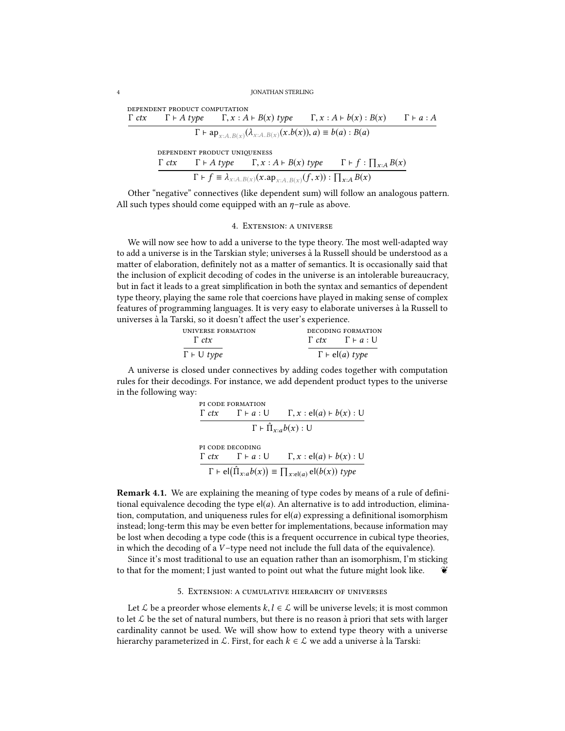DEPENDENT PRODUCT COMPUTATION

$$\frac{\Gamma\ ctx \qquad \Gamma \vdash A\ type \qquad \Gamma, x : A \vdash B(x)\ type \qquad \Gamma, x : A \vdash b(x) : B(x) \qquad \Gamma \vdash a : A}{\Gamma \vdash \mathsf{ap}_{x:A.B(x)}(\lambda_{x:A.B(x)}(x.b(x)), a) \equiv b(a) : B(a)}$$

DEPENDENT PRODUCT UNIQUENESS

$$\frac{\Gamma\ ctx \qquad \Gamma \vdash A\ type \qquad \Gamma, x : A \vdash B(x)\ type \qquad \Gamma \vdash f : \prod_{x:A} B(x)}{\Gamma \vdash f \equiv \lambda_{x:A.B(x)}(x.\mathsf{ap}_{x:A.B(x)}(f, x)) : \prod_{x:A} B(x)}$$

Other "negative" connectives (like dependent sum) will follow an analogous pattern. All such types should come equipped with an $\eta$–rule as above.

## 4. Extension: a universe

We will now see how to add a universe to the type theory. The most well-adapted way to add a universe is in the Tarskian style; universes à la Russell should be understood as a matter of elaboration, definitely not as a matter of semantics. It is occasionally said that the inclusion of explicit decoding of codes in the universe is an intolerable bureaucracy, but in fact it leads to a great simplification in both the syntax and semantics of dependent type theory, playing the same role that coercions have played in making sense of complex features of programming languages. It is very easy to elaborate universes à la Russell to universes à la Tarski, so it doesn't affect the user's experience.

UNIVERSE FORMATION

$$\frac{\Gamma\ ctx}{\Gamma \vdash \mathsf{U}\ type}$$

DECODING FORMATION

$$\frac{\Gamma\ ctx \qquad \Gamma \vdash a : \mathsf{U}}{\Gamma \vdash \mathsf{el}(a)\ type}$$

A universe is closed under connectives by adding codes together with computation rules for their decodings. For instance, we add dependent product types to the universe in the following way:

PI CODE FORMATION

$$\frac{\Gamma\ ctx \qquad \Gamma \vdash a : \mathsf{U} \qquad \Gamma, x : \mathsf{el}(a) \vdash b(x) : \mathsf{U}}{\Gamma \vdash \hat{\Pi}_{x:a} b(x) : \mathsf{U}}$$

PI CODE DECODING

$$\frac{\Gamma\ ctx \qquad \Gamma \vdash a : \mathsf{U} \qquad \Gamma, x : \mathsf{el}(a) \vdash b(x) : \mathsf{U}}{\Gamma \vdash \mathsf{el}\big(\hat{\Pi}_{x:a} b(x)\big) \equiv \prod_{x:\mathsf{el}(a)} \mathsf{el}(b(x))\ type}$$

**Remark 4.1.** We are explaining the meaning of type codes by means of a rule of definitional equivalence decoding the type $\mathsf{el}(a)$. An alternative is to add introduction, elimination, computation, and uniqueness rules for $\mathsf{el}(a)$ expressing a definitional isomorphism instead; long-term this may be even better for implementations, because information may be lost when decoding a type code (this is a frequent occurrence in cubical type theories, in which the decoding of a $V$–type need not include the full data of the equivalence).

Since it's most traditional to use an equation rather than an isomorphism, I'm sticking to that for the moment; I just wanted to point out what the future might look like. ❦

## 5. Extension: a cumulative hierarchy of universes

Let $\mathcal{L}$ be a preorder whose elements $k, l \in \mathcal{L}$ will be universe levels; it is most common to let $\mathcal{L}$ be the set of natural numbers, but there is no reason à priori that sets with larger cardinality cannot be used. We will show how to extend type theory with a universe hierarchy parameterized in $\mathcal{L}$. First, for each $k \in \mathcal{L}$ we add a universe à la Tarski: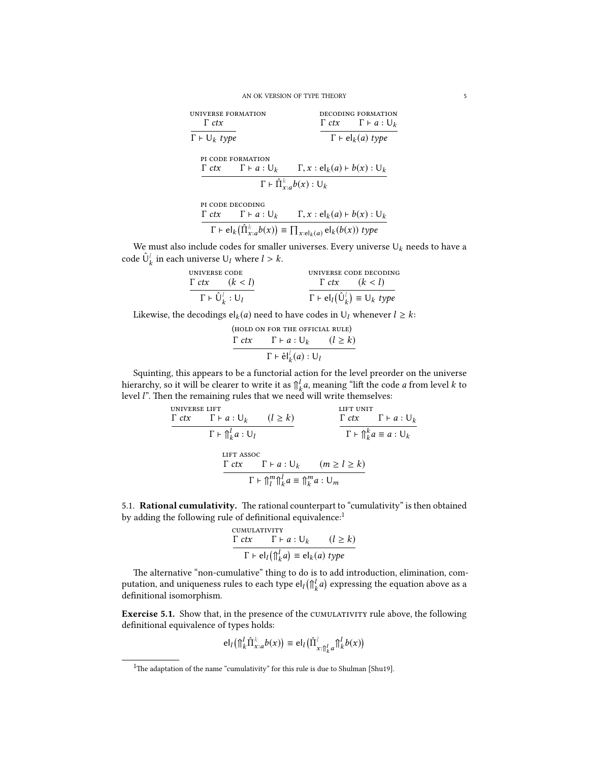UNIVERSE FORMATION

$$\frac{\Gamma\ ctx}{\Gamma \vdash \mathsf{U}_k\ type}$$

DECODING FORMATION

$$\frac{\Gamma\ ctx \qquad \Gamma \vdash a : \mathsf{U}_k}{\Gamma \vdash \mathsf{el}_k(a)\ type}$$

PI CODE FORMATION

$$\frac{\Gamma\ ctx \qquad \Gamma \vdash a : \mathsf{U}_k \qquad \Gamma, x : \mathsf{el}_k(a) \vdash b(x) : \mathsf{U}_k}{\Gamma \vdash \hat{\Pi}^k_{x:a} b(x) : \mathsf{U}_k}$$

PI CODE DECODING

$$\frac{\Gamma\ ctx \qquad \Gamma \vdash a : \mathsf{U}_k \qquad \Gamma, x : \mathsf{el}_k(a) \vdash b(x) : \mathsf{U}_k}{\Gamma \vdash \mathsf{el}_k\big(\hat{\Pi}^k_{x:a} b(x)\big) \equiv \prod_{x:\mathsf{el}_k(a)} \mathsf{el}_k(b(x))\ type}$$

We must also include codes for smaller universes. Every universe $\mathsf{U}_k$ needs to have a code $\hat{\mathsf{U}}^l_k$ in each universe $\mathsf{U}_l$ where $l > k$.

UNIVERSE CODE

$$\frac{\Gamma\ ctx \qquad (k < l)}{\Gamma \vdash \hat{\mathsf{U}}^l_k : \mathsf{U}_l}$$

UNIVERSE CODE DECODING

$$\frac{\Gamma\ ctx \qquad (k < l)}{\Gamma \vdash \mathsf{el}_l\big(\hat{\mathsf{U}}^l_k\big) \equiv \mathsf{U}_k\ type}$$

Likewise, the decodings $\mathsf{el}_k(a)$ need to have codes in $\mathsf{U}_l$ whenever $l \geq k$:

(HOLD ON FOR THE OFFICIAL RULE)

$$\frac{\Gamma\ ctx \qquad \Gamma \vdash a : \mathsf{U}_k \qquad (l \geq k)}{\Gamma \vdash \hat{\mathsf{el}}^l_k(a) : \mathsf{U}_l}$$

Squinting, this appears to be a functorial action for the level preorder on the universe hierarchy, so it will be clearer to write it as $\Uparrow^l_k a$, meaning "lift the code $a$ from level $k$ to level $l$". Then the remaining rules that we need will write themselves:

UNIVERSE LIFT

$$\frac{\Gamma\ ctx \qquad \Gamma \vdash a : \mathsf{U}_k \qquad (l \geq k)}{\Gamma \vdash \Uparrow^l_k a : \mathsf{U}_l}$$

LIFT UNIT

$$\frac{\Gamma\ ctx \qquad \Gamma \vdash a : \mathsf{U}_k}{\Gamma \vdash \Uparrow^k_k a \equiv a : \mathsf{U}_k}$$

LIFT ASSOC

$$\frac{\Gamma\ ctx \qquad \Gamma \vdash a : \mathsf{U}_k \qquad (m \geq l \geq k)}{\Gamma \vdash \Uparrow^m_l \Uparrow^l_k a \equiv \Uparrow^m_k a : \mathsf{U}_m}$$

### 5.1. Rational cumulativity.

The rational counterpart to "cumulativity" is then obtained by adding the following rule of definitional equivalence:[1]

CUMULATIVITY

$$\frac{\Gamma\ ctx \qquad \Gamma \vdash a : \mathsf{U}_k \qquad (l \geq k)}{\Gamma \vdash \mathsf{el}_l\big(\Uparrow^l_k a\big) \equiv \mathsf{el}_k(a)\ type}$$

The alternative "non-cumulative" thing to do is to add introduction, elimination, computation, and uniqueness rules to each type $\mathsf{el}_l\big(\Uparrow^l_k a\big)$ expressing the equation above as a definitional isomorphism.

**Exercise 5.1.** Show that, in the presence of the CUMULATIVITY rule above, the following definitional equivalence of types holds:

$$\mathsf{el}_l\big(\Uparrow^l_k \hat{\Pi}^k_{x:a} b(x)\big) \equiv \mathsf{el}_l\big(\hat{\Pi}^l_{x:\Uparrow^l_k a} \Uparrow^l_k b(x)\big)$$

---

[1] The adaptation of the name "cumulativity" for this rule is due to Shulman [Shu19].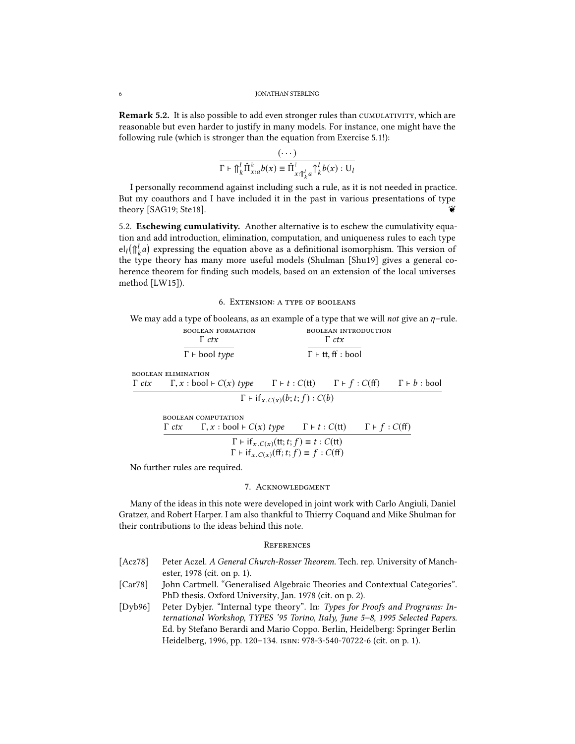**Remark 5.2.** It is also possible to add even stronger rules than CUMULATIVITY, which are reasonable but even harder to justify in many models. For instance, one might have the following rule (which is stronger than the equation from Exercise 5.1!):

$$\frac{(\cdots)}{\Gamma \vdash \Uparrow_k^l \hat{\Pi}^k_{x:a} b(x) \equiv \hat{\Pi}^l_{x:\Uparrow_k^l a} \Uparrow_k^l b(x) : \mathsf{U}_l}$$

I personally recommend against including such a rule, as it is not needed in practice. But my coauthors and I have included it in the past in various presentations of type theory [SAG19; Ste18]. ❦

5.2. **Eschewing cumulativity.** Another alternative is to eschew the cumulativity equation and add introduction, elimination, computation, and uniqueness rules to each type $\mathsf{el}_l(\Uparrow_k^l a)$ expressing the equation above as a definitional isomorphism. This version of the type theory has many more useful models (Shulman [Shu19] gives a general coherence theorem for finding such models, based on an extension of the local universes method [LW15]).

## 6. Extension: a type of booleans

We may add a type of booleans, as an example of a type that we will *not* give an $\eta$-rule.

BOOLEAN FORMATION

$$\frac{\Gamma\ \mathit{ctx}}{\Gamma \vdash \mathsf{bool}\ \mathit{type}}$$

BOOLEAN INTRODUCTION

$$\frac{\Gamma\ \mathit{ctx}}{\Gamma \vdash \mathsf{tt}, \mathsf{ff} : \mathsf{bool}}$$

BOOLEAN ELIMINATION

$$\frac{\Gamma\ \mathit{ctx} \qquad \Gamma, x : \mathsf{bool} \vdash C(x)\ \mathit{type} \qquad \Gamma \vdash t : C(\mathsf{tt}) \qquad \Gamma \vdash f : C(\mathsf{ff}) \qquad \Gamma \vdash b : \mathsf{bool}}{\Gamma \vdash \mathsf{if}_{x.C(x)}(b; t; f) : C(b)}$$

BOOLEAN COMPUTATION

$$\frac{\Gamma\ \mathit{ctx} \qquad \Gamma, x : \mathsf{bool} \vdash C(x)\ \mathit{type} \qquad \Gamma \vdash t : C(\mathsf{tt}) \qquad \Gamma \vdash f : C(\mathsf{ff})}{\begin{array}{c}\Gamma \vdash \mathsf{if}_{x.C(x)}(\mathsf{tt}; t; f) \equiv t : C(\mathsf{tt}) \\ \Gamma \vdash \mathsf{if}_{x.C(x)}(\mathsf{ff}; t; f) \equiv f : C(\mathsf{ff})\end{array}}$$

No further rules are required.

## 7. Acknowledgment

Many of the ideas in this note were developed in joint work with Carlo Angiuli, Daniel Gratzer, and Robert Harper. I am also thankful to Thierry Coquand and Mike Shulman for their contributions to the ideas behind this note.

## References

- [Acz78] Peter Aczel. *A General Church-Rosser Theorem.* Tech. rep. University of Manchester, 1978 (cit. on p. 1).
- [Car78] John Cartmell. "Generalised Algebraic Theories and Contextual Categories". PhD thesis. Oxford University, Jan. 1978 (cit. on p. 2).
- [Dyb96] Peter Dybjer. "Internal type theory". In: *Types for Proofs and Programs: International Workshop, TYPES '95 Torino, Italy, June 5–8, 1995 Selected Papers*. Ed. by Stefano Berardi and Mario Coppo. Berlin, Heidelberg: Springer Berlin Heidelberg, 1996, pp. 120–134. ISBN: 978-3-540-70722-6 (cit. on p. 1).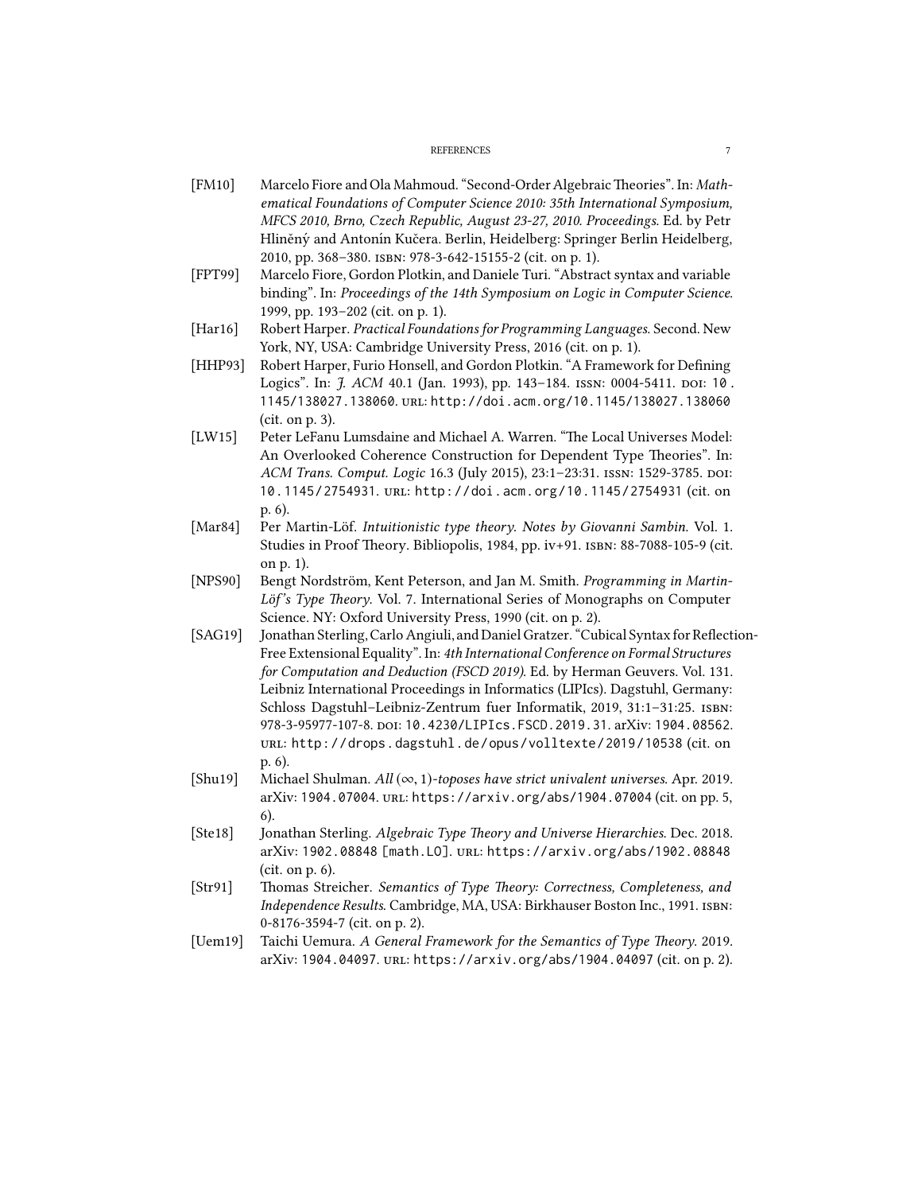- [FM10] Marcelo Fiore and Ola Mahmoud. "Second-Order Algebraic Theories". In: *Mathematical Foundations of Computer Science 2010: 35th International Symposium, MFCS 2010, Brno, Czech Republic, August 23-27, 2010. Proceedings*. Ed. by Petr Hliněný and Antonín Kučera. Berlin, Heidelberg: Springer Berlin Heidelberg, 2010, pp. 368–380. ISBN: 978-3-642-15155-2 (cit. on p. 1).
- [FPT99] Marcelo Fiore, Gordon Plotkin, and Daniele Turi. "Abstract syntax and variable binding". In: *Proceedings of the 14th Symposium on Logic in Computer Science*. 1999, pp. 193–202 (cit. on p. 1).
- [Har16] Robert Harper. *Practical Foundations for Programming Languages*. Second. New York, NY, USA: Cambridge University Press, 2016 (cit. on p. 1).
- [HHP93] Robert Harper, Furio Honsell, and Gordon Plotkin. "A Framework for Defining Logics". In: *J. ACM* 40.1 (Jan. 1993), pp. 143–184. ISSN: 0004-5411. DOI: 10.1145/138027.138060. URL: http://doi.acm.org/10.1145/138027.138060 (cit. on p. 3).
- [LW15] Peter LeFanu Lumsdaine and Michael A. Warren. "The Local Universes Model: An Overlooked Coherence Construction for Dependent Type Theories". In: *ACM Trans. Comput. Logic* 16.3 (July 2015), 23:1–23:31. ISSN: 1529-3785. DOI: 10.1145/2754931. URL: http://doi.acm.org/10.1145/2754931 (cit. on p. 6).
- [Mar84] Per Martin-Löf. *Intuitionistic type theory. Notes by Giovanni Sambin*. Vol. 1. Studies in Proof Theory. Bibliopolis, 1984, pp. iv+91. ISBN: 88-7088-105-9 (cit. on p. 1).
- [NPS90] Bengt Nordström, Kent Peterson, and Jan M. Smith. *Programming in Martin-Löf's Type Theory*. Vol. 7. International Series of Monographs on Computer Science. NY: Oxford University Press, 1990 (cit. on p. 2).
- [SAG19] Jonathan Sterling, Carlo Angiuli, and Daniel Gratzer. "Cubical Syntax for Reflection-Free Extensional Equality". In: *4th International Conference on Formal Structures for Computation and Deduction (FSCD 2019)*. Ed. by Herman Geuvers. Vol. 131. Leibniz International Proceedings in Informatics (LIPIcs). Dagstuhl, Germany: Schloss Dagstuhl–Leibniz-Zentrum fuer Informatik, 2019, 31:1–31:25. ISBN: 978-3-95977-107-8. DOI: 10.4230/LIPIcs.FSCD.2019.31. arXiv: 1904.08562. URL: http://drops.dagstuhl.de/opus/volltexte/2019/10538 (cit. on p. 6).
- [Shu19] Michael Shulman. *All $(\infty, 1)$-toposes have strict univalent universes*. Apr. 2019. arXiv: 1904.07004. URL: https://arxiv.org/abs/1904.07004 (cit. on pp. 5, 6).
- [Ste18] Jonathan Sterling. *Algebraic Type Theory and Universe Hierarchies*. Dec. 2018. arXiv: 1902.08848 [math.LO]. URL: https://arxiv.org/abs/1902.08848 (cit. on p. 6).
- [Str91] Thomas Streicher. *Semantics of Type Theory: Correctness, Completeness, and Independence Results*. Cambridge, MA, USA: Birkhauser Boston Inc., 1991. ISBN: 0-8176-3594-7 (cit. on p. 2).
- [Uem19] Taichi Uemura. *A General Framework for the Semantics of Type Theory*. 2019. arXiv: 1904.04097. URL: https://arxiv.org/abs/1904.04097 (cit. on p. 2).